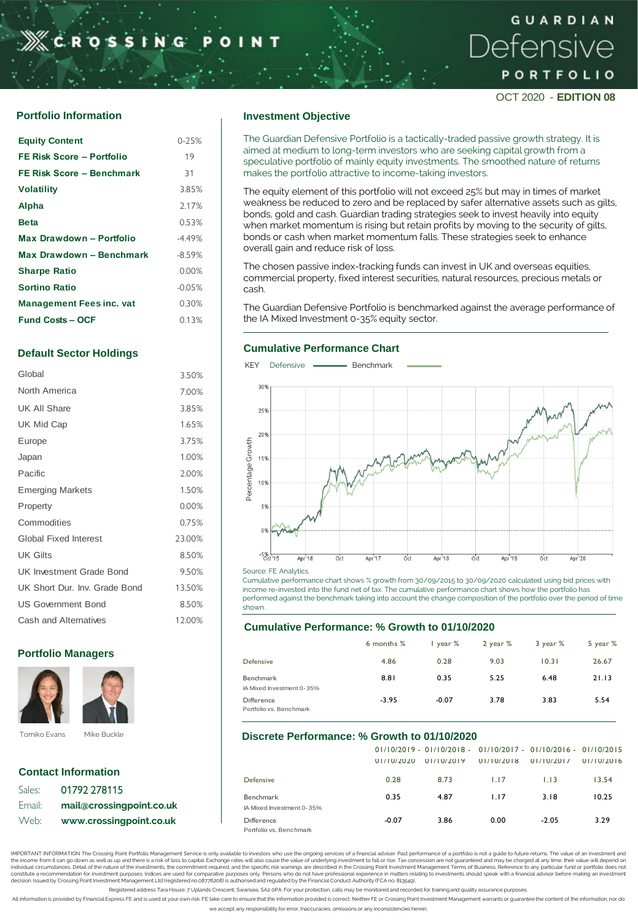# CROSSING POINT

# GUARDIAN Defensive PORTFOLIO

OCT 2020 - **EDITION 08**

## Portfolio Information

| | |
|---|---|
| **Equity Content** | 0-25% |
| **FE Risk Score – Portfolio** | 19 |
| **FE Risk Score – Benchmark** | 31 |
| **Volatility** | 3.85% |
| **Alpha** | 2.17% |
| **Beta** | 0.53% |
| **Max Drawdown – Portfolio** | -4.49% |
| **Max Drawdown – Benchmark** | -8.59% |
| **Sharpe Ratio** | 0.00% |
| **Sortino Ratio** | -0.05% |
| **Management Fees inc. vat** | 0.30% |
| **Fund Costs – OCF** | 0.13% |

## Default Sector Holdings

| | |
|---|---|
| Global | 3.50% |
| North America | 7.00% |
| UK All Share | 3.85% |
| UK Mid Cap | 1.65% |
| Europe | 3.75% |
| Japan | 1.00% |
| Pacific | 2.00% |
| Emerging Markets | 1.50% |
| Property | 0.00% |
| Commodities | 0.75% |
| Global Fixed Interest | 23.00% |
| UK Gilts | 8.50% |
| UK Investment Grade Bond | 9.50% |
| UK Short Dur. Inv. Grade Bond | 13.50% |
| US Government Bond | 8.50% |
| Cash and Alternatives | 12.00% |

## Portfolio Managers

Tomiko Evans

Mike Buckle

## Contact Information

Sales: 01792 278115

Email: **mail@crossingpoint.co.uk**

Web: **www.crossingpoint.co.uk**

## Investment Objective

The Guardian Defensive Portfolio is a tactically-traded passive growth strategy. It is aimed at medium to long-term investors who are seeking capital growth from a speculative portfolio of mainly equity investments. The smoothed nature of returns makes the portfolio attractive to income-taking investors.

The equity element of this portfolio will not exceed 25% but may in times of market weakness be reduced to zero and be replaced by safer alternative assets such as gilts, bonds, gold and cash. Guardian trading strategies seek to invest heavily into equity when market momentum is rising but retain profits by moving to the security of gilts, bonds or cash when market momentum falls. These strategies seek to enhance overall gain and reduce risk of loss.

The chosen passive index-tracking funds can invest in UK and overseas equities, commercial property, fixed interest securities, natural resources, precious metals or cash.

The Guardian Defensive Portfolio is benchmarked against the average performance of the IA Mixed Investment 0-35% equity sector.

## Cumulative Performance Chart

KEY Defensive ——— Benchmark ———

Source: FE Analytics.

Cumulative performance chart shows % growth from 30/09/2015 to 30/09/2020 calculated using bid prices with income re-invested into the fund net of tax. The cumulative performance chart shows how the portfolio has performed against the benchmark taking into account the change composition of the portfolio over the period of time shown.

## Cumulative Performance: % Growth to 01/10/2020

| | 6 months % | 1 year % | 2 year % | 3 year % | 5 year % |
|---|---|---|---|---|---|
| Defensive | 4.86 | 0.28 | 9.03 | 10.31 | 26.67 |
| Benchmark<br>IA Mixed Investment 0-35% | 8.81 | 0.35 | 5.25 | 6.48 | 21.13 |
| Difference<br>Portfolio vs. Benchmark | -3.95 | -0.07 | 3.78 | 3.83 | 5.54 |

## Discrete Performance: % Growth to 01/10/2020

| | 01/10/2019 - 01/10/2020 | 01/10/2018 - 01/10/2019 | 01/10/2017 - 01/10/2018 | 01/10/2016 - 01/10/2017 | 01/10/2015 - 01/10/2016 |
|---|---|---|---|---|---|
| Defensive | 0.28 | 8.73 | 1.17 | 1.13 | 13.54 |
| Benchmark<br>IA Mixed Investment 0-35% | 0.35 | 4.87 | 1.17 | 3.18 | 10.25 |
| Difference<br>Portfolio vs. Benchmark | -0.07 | 3.86 | 0.00 | -2.05 | 3.29 |

IMPORTANT INFORMATION The Crossing Point Portfolio Management Service is only available to investors who use the ongoing services of a financial adviser. Past performance of a portfolio is not a guide to future returns. The value of an investment and the income from it can go down as well as up and there is a risk of loss to capital. Exchange rates will also cause the value of underlying investment to fall or rise. Tax concession are not guaranteed and may be charged at any time, their value will depend on individual circumstances. Detail of the nature of the investments, the commitment required, and the specific risk warnings are described in the Crossing Point Investment Management Terms of Business. Reference to any particular fund or portfolio does not constitute a recommendation for investment purposes. Indices are used for comparative purposes only. Persons who do not have professional experience in matters relating to investments should speak with a financial advisor before making an investment decision. Issued by Crossing Point Investment Management Ltd (registered no.08776208) is authorised and regulated by the Financial Conduct Authority (FCA no. 813549).

Registered address Tara House. 7 Uplands Crescent, Swansea, SA2 0PA. For your protection, calls may be monitored and recorded for training and quality assurance purposes.

All information is provided by Financial Express FE and is used at your own risk. FE take care to ensure that the information provided is correct. Neither FE or Crossing Point Investment Management warrants or guarantee the content of the information, nor do we accept any responsibility for error, inaccuracies, omissions or any inconsistencies herein.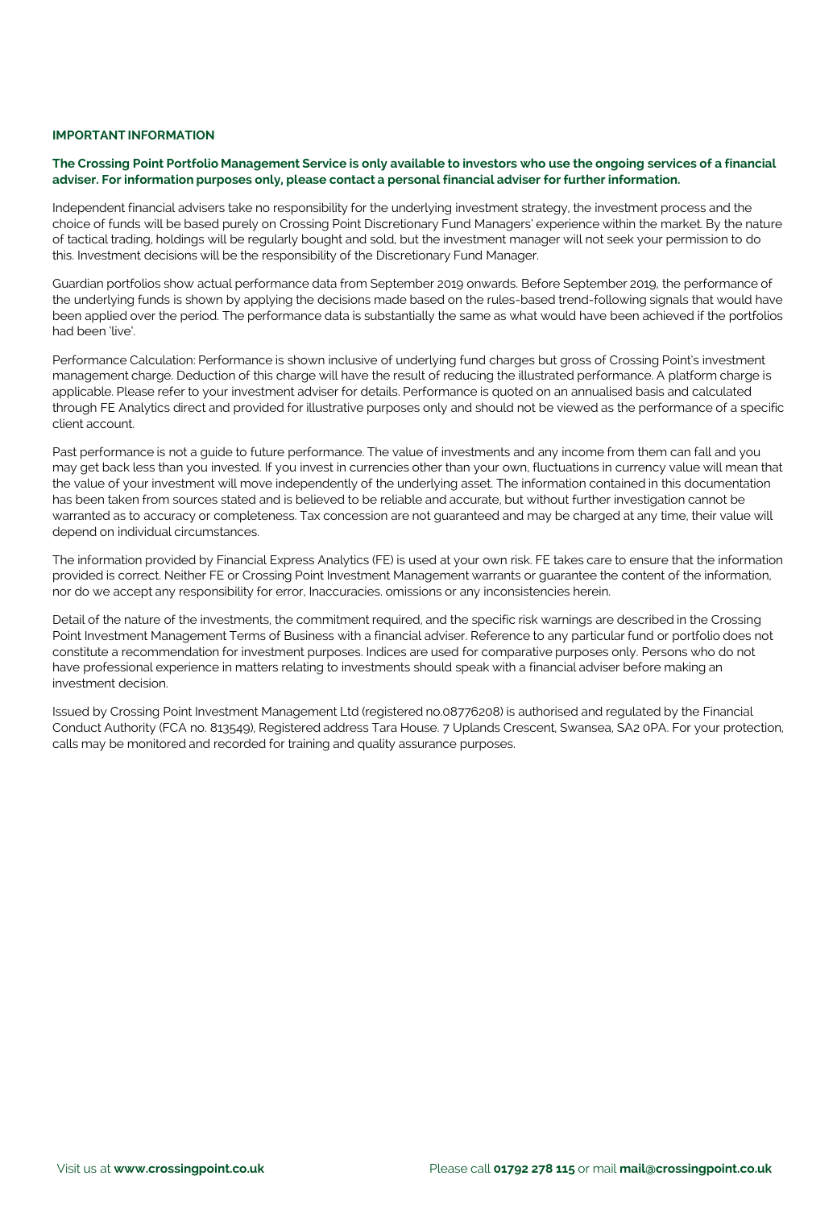**IMPORTANT INFORMATION**

**The Crossing Point Portfolio Management Service is only available to investors who use the ongoing services of a financial adviser. For information purposes only, please contact a personal financial adviser for further information.**

Independent financial advisers take no responsibility for the underlying investment strategy, the investment process and the choice of funds will be based purely on Crossing Point Discretionary Fund Managers' experience within the market. By the nature of tactical trading, holdings will be regularly bought and sold, but the investment manager will not seek your permission to do this. Investment decisions will be the responsibility of the Discretionary Fund Manager.

Guardian portfolios show actual performance data from September 2019 onwards. Before September 2019, the performance of the underlying funds is shown by applying the decisions made based on the rules-based trend-following signals that would have been applied over the period. The performance data is substantially the same as what would have been achieved if the portfolios had been 'live'.

Performance Calculation: Performance is shown inclusive of underlying fund charges but gross of Crossing Point's investment management charge. Deduction of this charge will have the result of reducing the illustrated performance. A platform charge is applicable. Please refer to your investment adviser for details. Performance is quoted on an annualised basis and calculated through FE Analytics direct and provided for illustrative purposes only and should not be viewed as the performance of a specific client account.

Past performance is not a guide to future performance. The value of investments and any income from them can fall and you may get back less than you invested. If you invest in currencies other than your own, fluctuations in currency value will mean that the value of your investment will move independently of the underlying asset. The information contained in this documentation has been taken from sources stated and is believed to be reliable and accurate, but without further investigation cannot be warranted as to accuracy or completeness. Tax concession are not guaranteed and may be charged at any time, their value will depend on individual circumstances.

The information provided by Financial Express Analytics (FE) is used at your own risk. FE takes care to ensure that the information provided is correct. Neither FE or Crossing Point Investment Management warrants or guarantee the content of the information, nor do we accept any responsibility for error, Inaccuracies. omissions or any inconsistencies herein.

Detail of the nature of the investments, the commitment required, and the specific risk warnings are described in the Crossing Point Investment Management Terms of Business with a financial adviser. Reference to any particular fund or portfolio does not constitute a recommendation for investment purposes. Indices are used for comparative purposes only. Persons who do not have professional experience in matters relating to investments should speak with a financial adviser before making an investment decision.

Issued by Crossing Point Investment Management Ltd (registered no.08776208) is authorised and regulated by the Financial Conduct Authority (FCA no. 813549), Registered address Tara House. 7 Uplands Crescent, Swansea, SA2 0PA. For your protection, calls may be monitored and recorded for training and quality assurance purposes.

Visit us at **www.crossingpoint.co.uk** Please call **01792 278 115** or mail **mail@crossingpoint.co.uk**